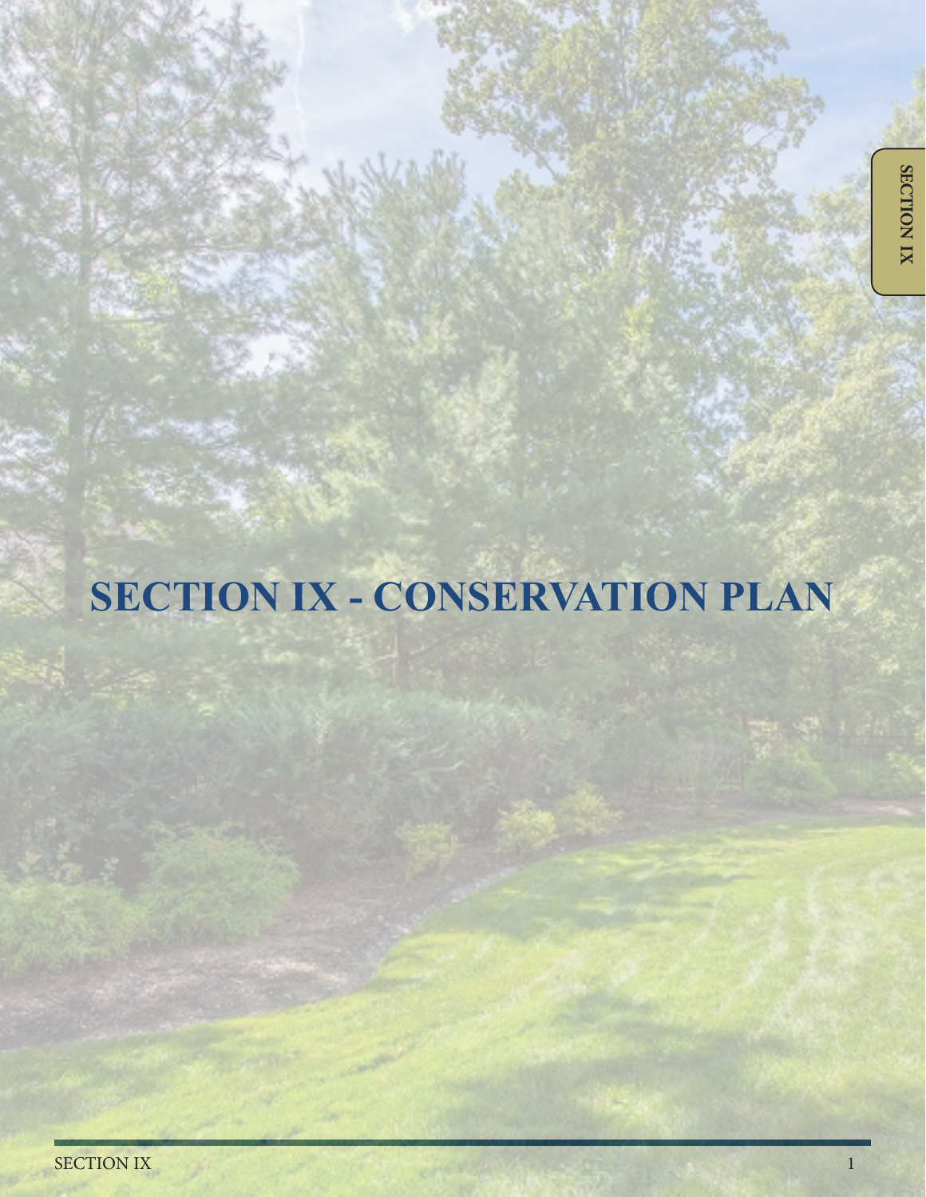# SECTION IX - CONSERVATION PLAN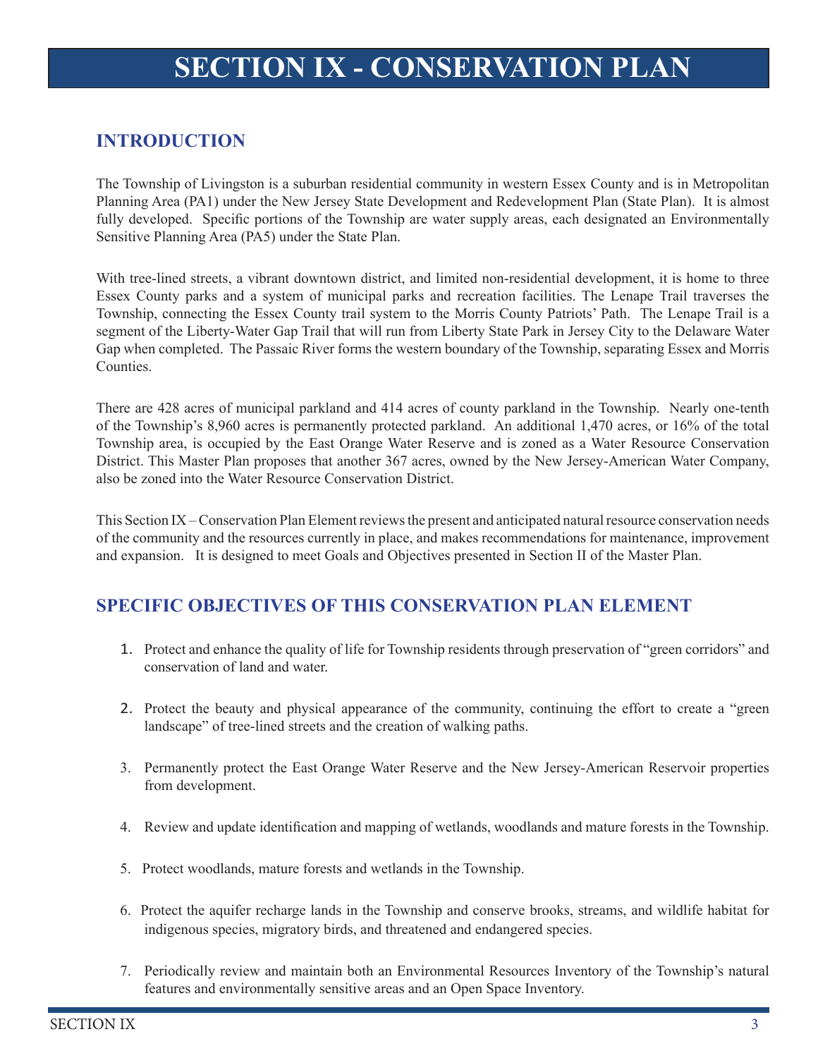# SECTION IX - CONSERVATION PLAN

## INTRODUCTION

The Township of Livingston is a suburban residential community in western Essex County and is in Metropolitan Planning Area (PA1) under the New Jersey State Development and Redevelopment Plan (State Plan). It is almost fully developed. Specific portions of the Township are water supply areas, each designated an Environmentally Sensitive Planning Area (PA5) under the State Plan.

With tree-lined streets, a vibrant downtown district, and limited non-residential development, it is home to three Essex County parks and a system of municipal parks and recreation facilities. The Lenape Trail traverses the Township, connecting the Essex County trail system to the Morris County Patriots' Path. The Lenape Trail is a segment of the Liberty-Water Gap Trail that will run from Liberty State Park in Jersey City to the Delaware Water Gap when completed. The Passaic River forms the western boundary of the Township, separating Essex and Morris Counties.

There are 428 acres of municipal parkland and 414 acres of county parkland in the Township. Nearly one-tenth of the Township's 8,960 acres is permanently protected parkland. An additional 1,470 acres, or 16% of the total Township area, is occupied by the East Orange Water Reserve and is zoned as a Water Resource Conservation District. This Master Plan proposes that another 367 acres, owned by the New Jersey-American Water Company, also be zoned into the Water Resource Conservation District.

This Section IX – Conservation Plan Element reviews the present and anticipated natural resource conservation needs of the community and the resources currently in place, and makes recommendations for maintenance, improvement and expansion. It is designed to meet Goals and Objectives presented in Section II of the Master Plan.

## SPECIFIC OBJECTIVES OF THIS CONSERVATION PLAN ELEMENT

1. Protect and enhance the quality of life for Township residents through preservation of "green corridors" and conservation of land and water.

2. Protect the beauty and physical appearance of the community, continuing the effort to create a "green landscape" of tree-lined streets and the creation of walking paths.

3. Permanently protect the East Orange Water Reserve and the New Jersey-American Reservoir properties from development.

4. Review and update identification and mapping of wetlands, woodlands and mature forests in the Township.

5. Protect woodlands, mature forests and wetlands in the Township.

6. Protect the aquifer recharge lands in the Township and conserve brooks, streams, and wildlife habitat for indigenous species, migratory birds, and threatened and endangered species.

7. Periodically review and maintain both an Environmental Resources Inventory of the Township's natural features and environmentally sensitive areas and an Open Space Inventory.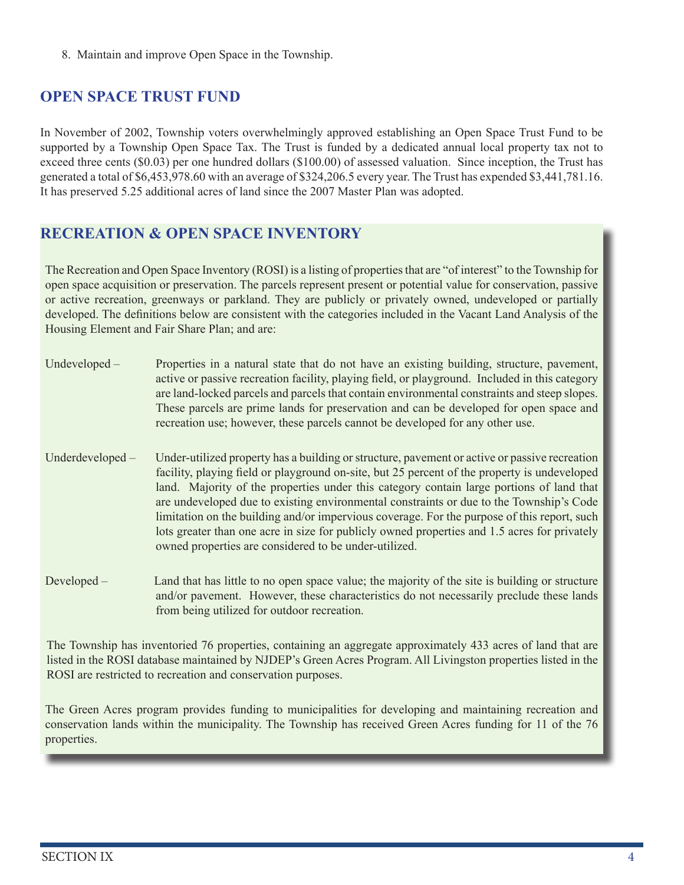8. Maintain and improve Open Space in the Township.

## OPEN SPACE TRUST FUND

In November of 2002, Township voters overwhelmingly approved establishing an Open Space Trust Fund to be supported by a Township Open Space Tax. The Trust is funded by a dedicated annual local property tax not to exceed three cents ($0.03) per one hundred dollars ($100.00) of assessed valuation. Since inception, the Trust has generated a total of $6,453,978.60 with an average of $324,206.5 every year. The Trust has expended $3,441,781.16. It has preserved 5.25 additional acres of land since the 2007 Master Plan was adopted.

## RECREATION & OPEN SPACE INVENTORY

The Recreation and Open Space Inventory (ROSI) is a listing of properties that are "of interest" to the Township for open space acquisition or preservation. The parcels represent present or potential value for conservation, passive or active recreation, greenways or parkland. They are publicly or privately owned, undeveloped or partially developed. The definitions below are consistent with the categories included in the Vacant Land Analysis of the Housing Element and Fair Share Plan; and are:

Undeveloped – Properties in a natural state that do not have an existing building, structure, pavement, active or passive recreation facility, playing field, or playground. Included in this category are land-locked parcels and parcels that contain environmental constraints and steep slopes. These parcels are prime lands for preservation and can be developed for open space and recreation use; however, these parcels cannot be developed for any other use.

Underdeveloped – Under-utilized property has a building or structure, pavement or active or passive recreation facility, playing field or playground on-site, but 25 percent of the property is undeveloped land. Majority of the properties under this category contain large portions of land that are undeveloped due to existing environmental constraints or due to the Township's Code limitation on the building and/or impervious coverage. For the purpose of this report, such lots greater than one acre in size for publicly owned properties and 1.5 acres for privately owned properties are considered to be under-utilized.

Developed – Land that has little to no open space value; the majority of the site is building or structure and/or pavement. However, these characteristics do not necessarily preclude these lands from being utilized for outdoor recreation.

The Township has inventoried 76 properties, containing an aggregate approximately 433 acres of land that are listed in the ROSI database maintained by NJDEP's Green Acres Program. All Livingston properties listed in the ROSI are restricted to recreation and conservation purposes.

The Green Acres program provides funding to municipalities for developing and maintaining recreation and conservation lands within the municipality. The Township has received Green Acres funding for 11 of the 76 properties.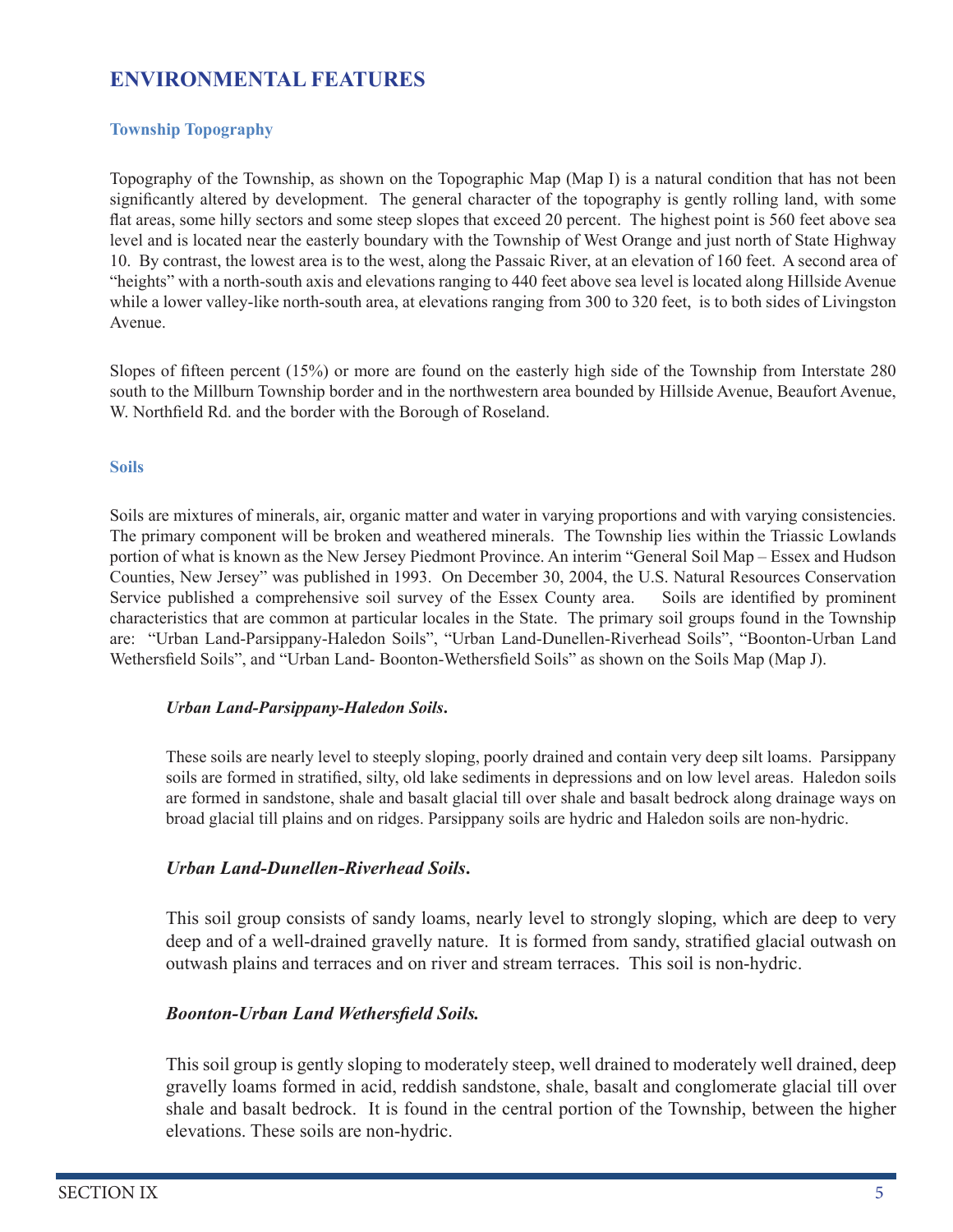## ENVIRONMENTAL FEATURES

### Township Topography

Topography of the Township, as shown on the Topographic Map (Map I) is a natural condition that has not been significantly altered by development. The general character of the topography is gently rolling land, with some flat areas, some hilly sectors and some steep slopes that exceed 20 percent. The highest point is 560 feet above sea level and is located near the easterly boundary with the Township of West Orange and just north of State Highway 10. By contrast, the lowest area is to the west, along the Passaic River, at an elevation of 160 feet. A second area of "heights" with a north-south axis and elevations ranging to 440 feet above sea level is located along Hillside Avenue while a lower valley-like north-south area, at elevations ranging from 300 to 320 feet, is to both sides of Livingston Avenue.

Slopes of fifteen percent (15%) or more are found on the easterly high side of the Township from Interstate 280 south to the Millburn Township border and in the northwestern area bounded by Hillside Avenue, Beaufort Avenue, W. Northfield Rd. and the border with the Borough of Roseland.

### Soils

Soils are mixtures of minerals, air, organic matter and water in varying proportions and with varying consistencies. The primary component will be broken and weathered minerals. The Township lies within the Triassic Lowlands portion of what is known as the New Jersey Piedmont Province. An interim "General Soil Map – Essex and Hudson Counties, New Jersey" was published in 1993. On December 30, 2004, the U.S. Natural Resources Conservation Service published a comprehensive soil survey of the Essex County area. Soils are identified by prominent characteristics that are common at particular locales in the State. The primary soil groups found in the Township are: "Urban Land-Parsippany-Haledon Soils", "Urban Land-Dunellen-Riverhead Soils", "Boonton-Urban Land Wethersfield Soils", and "Urban Land- Boonton-Wethersfield Soils" as shown on the Soils Map (Map J).

***Urban Land-Parsippany-Haledon Soils.***

These soils are nearly level to steeply sloping, poorly drained and contain very deep silt loams. Parsippany soils are formed in stratified, silty, old lake sediments in depressions and on low level areas. Haledon soils are formed in sandstone, shale and basalt glacial till over shale and basalt bedrock along drainage ways on broad glacial till plains and on ridges. Parsippany soils are hydric and Haledon soils are non-hydric.

***Urban Land-Dunellen-Riverhead Soils.***

This soil group consists of sandy loams, nearly level to strongly sloping, which are deep to very deep and of a well-drained gravelly nature. It is formed from sandy, stratified glacial outwash on outwash plains and terraces and on river and stream terraces. This soil is non-hydric.

***Boonton-Urban Land Wethersfield Soils.***

This soil group is gently sloping to moderately steep, well drained to moderately well drained, deep gravelly loams formed in acid, reddish sandstone, shale, basalt and conglomerate glacial till over shale and basalt bedrock. It is found in the central portion of the Township, between the higher elevations. These soils are non-hydric.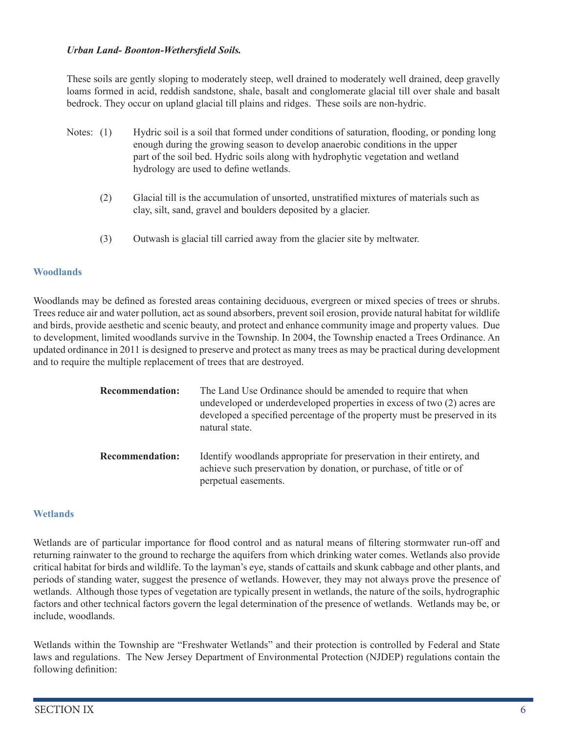***Urban Land- Boonton-Wethersfield Soils.***

These soils are gently sloping to moderately steep, well drained to moderately well drained, deep gravelly loams formed in acid, reddish sandstone, shale, basalt and conglomerate glacial till over shale and basalt bedrock. They occur on upland glacial till plains and ridges. These soils are non-hydric.

Notes:

(1) Hydric soil is a soil that formed under conditions of saturation, flooding, or ponding long enough during the growing season to develop anaerobic conditions in the upper part of the soil bed. Hydric soils along with hydrophytic vegetation and wetland hydrology are used to define wetlands.

(2) Glacial till is the accumulation of unsorted, unstratified mixtures of materials such as clay, silt, sand, gravel and boulders deposited by a glacier.

(3) Outwash is glacial till carried away from the glacier site by meltwater.

## Woodlands

Woodlands may be defined as forested areas containing deciduous, evergreen or mixed species of trees or shrubs. Trees reduce air and water pollution, act as sound absorbers, prevent soil erosion, provide natural habitat for wildlife and birds, provide aesthetic and scenic beauty, and protect and enhance community image and property values. Due to development, limited woodlands survive in the Township. In 2004, the Township enacted a Trees Ordinance. An updated ordinance in 2011 is designed to preserve and protect as many trees as may be practical during development and to require the multiple replacement of trees that are destroyed.

**Recommendation:** The Land Use Ordinance should be amended to require that when undeveloped or underdeveloped properties in excess of two (2) acres are developed a specified percentage of the property must be preserved in its natural state.

**Recommendation:** Identify woodlands appropriate for preservation in their entirety, and achieve such preservation by donation, or purchase, of title or of perpetual easements.

## Wetlands

Wetlands are of particular importance for flood control and as natural means of filtering stormwater run-off and returning rainwater to the ground to recharge the aquifers from which drinking water comes. Wetlands also provide critical habitat for birds and wildlife. To the layman's eye, stands of cattails and skunk cabbage and other plants, and periods of standing water, suggest the presence of wetlands. However, they may not always prove the presence of wetlands. Although those types of vegetation are typically present in wetlands, the nature of the soils, hydrographic factors and other technical factors govern the legal determination of the presence of wetlands. Wetlands may be, or include, woodlands.

Wetlands within the Township are "Freshwater Wetlands" and their protection is controlled by Federal and State laws and regulations. The New Jersey Department of Environmental Protection (NJDEP) regulations contain the following definition: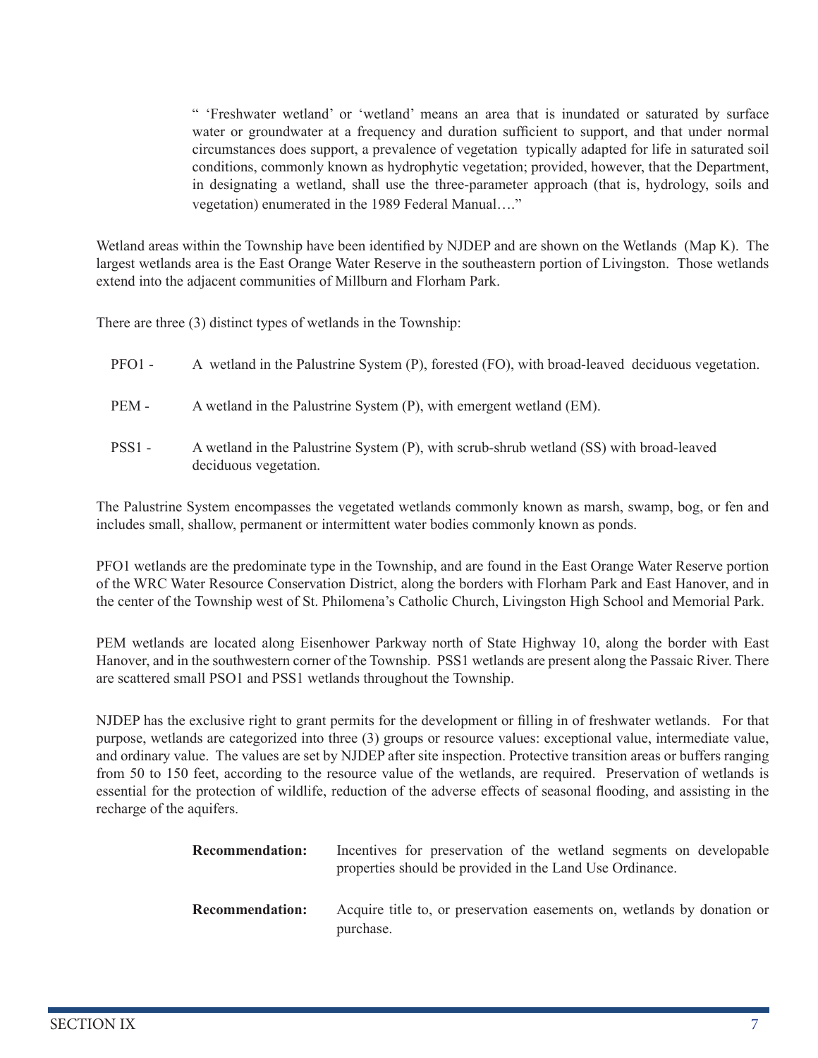> " 'Freshwater wetland' or 'wetland' means an area that is inundated or saturated by surface water or groundwater at a frequency and duration sufficient to support, and that under normal circumstances does support, a prevalence of vegetation typically adapted for life in saturated soil conditions, commonly known as hydrophytic vegetation; provided, however, that the Department, in designating a wetland, shall use the three-parameter approach (that is, hydrology, soils and vegetation) enumerated in the 1989 Federal Manual…."

Wetland areas within the Township have been identified by NJDEP and are shown on the Wetlands (Map K). The largest wetlands area is the East Orange Water Reserve in the southeastern portion of Livingston. Those wetlands extend into the adjacent communities of Millburn and Florham Park.

There are three (3) distinct types of wetlands in the Township:

- PFO1 - A wetland in the Palustrine System (P), forested (FO), with broad-leaved deciduous vegetation.
- PEM - A wetland in the Palustrine System (P), with emergent wetland (EM).
- PSS1 - A wetland in the Palustrine System (P), with scrub-shrub wetland (SS) with broad-leaved deciduous vegetation.

The Palustrine System encompasses the vegetated wetlands commonly known as marsh, swamp, bog, or fen and includes small, shallow, permanent or intermittent water bodies commonly known as ponds.

PFO1 wetlands are the predominate type in the Township, and are found in the East Orange Water Reserve portion of the WRC Water Resource Conservation District, along the borders with Florham Park and East Hanover, and in the center of the Township west of St. Philomena's Catholic Church, Livingston High School and Memorial Park.

PEM wetlands are located along Eisenhower Parkway north of State Highway 10, along the border with East Hanover, and in the southwestern corner of the Township. PSS1 wetlands are present along the Passaic River. There are scattered small PSO1 and PSS1 wetlands throughout the Township.

NJDEP has the exclusive right to grant permits for the development or filling in of freshwater wetlands. For that purpose, wetlands are categorized into three (3) groups or resource values: exceptional value, intermediate value, and ordinary value. The values are set by NJDEP after site inspection. Protective transition areas or buffers ranging from 50 to 150 feet, according to the resource value of the wetlands, are required. Preservation of wetlands is essential for the protection of wildlife, reduction of the adverse effects of seasonal flooding, and assisting in the recharge of the aquifers.

**Recommendation:** Incentives for preservation of the wetland segments on developable properties should be provided in the Land Use Ordinance.

**Recommendation:** Acquire title to, or preservation easements on, wetlands by donation or purchase.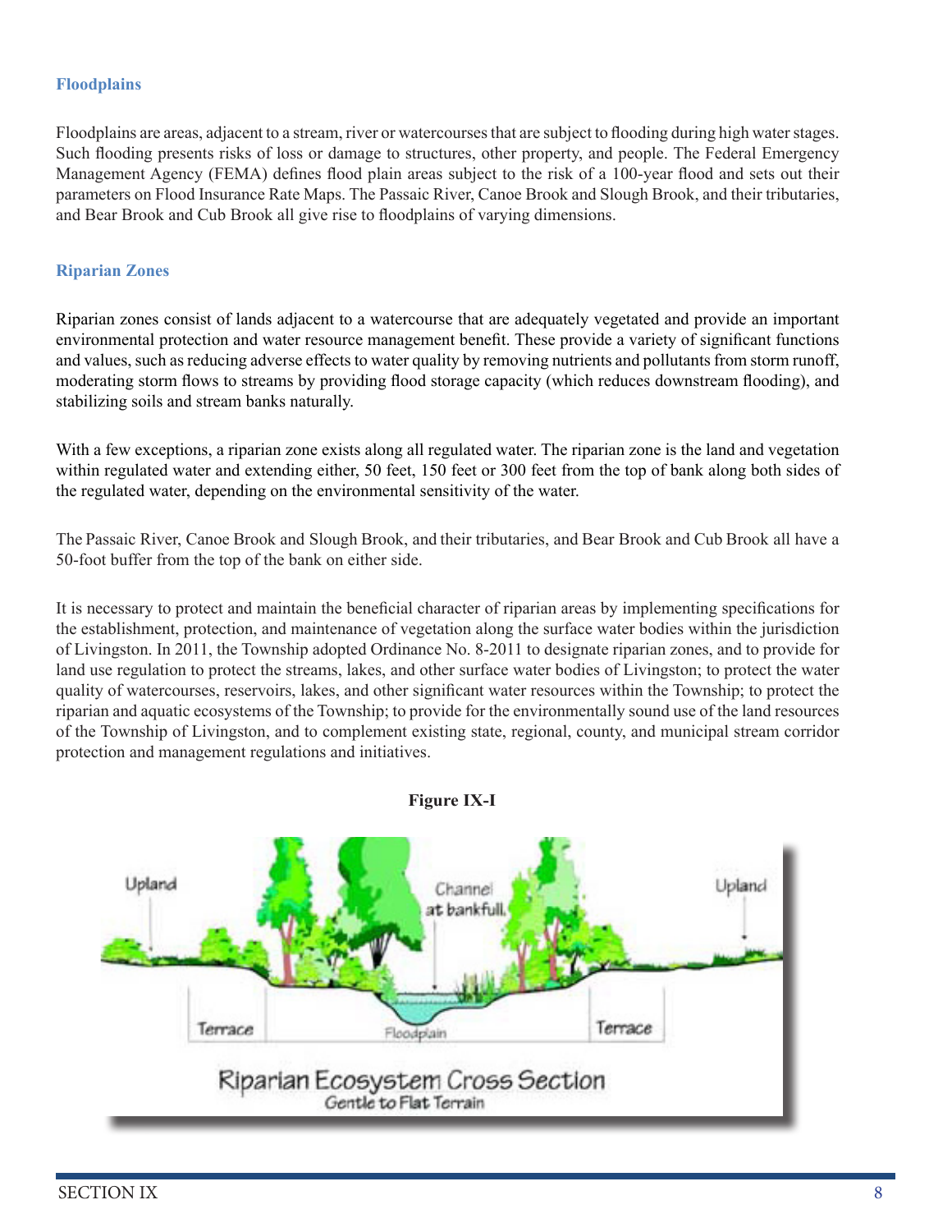### Floodplains

Floodplains are areas, adjacent to a stream, river or watercourses that are subject to flooding during high water stages. Such flooding presents risks of loss or damage to structures, other property, and people. The Federal Emergency Management Agency (FEMA) defines flood plain areas subject to the risk of a 100-year flood and sets out their parameters on Flood Insurance Rate Maps. The Passaic River, Canoe Brook and Slough Brook, and their tributaries, and Bear Brook and Cub Brook all give rise to floodplains of varying dimensions.

### Riparian Zones

Riparian zones consist of lands adjacent to a watercourse that are adequately vegetated and provide an important environmental protection and water resource management benefit. These provide a variety of significant functions and values, such as reducing adverse effects to water quality by removing nutrients and pollutants from storm runoff, moderating storm flows to streams by providing flood storage capacity (which reduces downstream flooding), and stabilizing soils and stream banks naturally.

With a few exceptions, a riparian zone exists along all regulated water. The riparian zone is the land and vegetation within regulated water and extending either, 50 feet, 150 feet or 300 feet from the top of bank along both sides of the regulated water, depending on the environmental sensitivity of the water.

The Passaic River, Canoe Brook and Slough Brook, and their tributaries, and Bear Brook and Cub Brook all have a 50-foot buffer from the top of the bank on either side.

It is necessary to protect and maintain the beneficial character of riparian areas by implementing specifications for the establishment, protection, and maintenance of vegetation along the surface water bodies within the jurisdiction of Livingston. In 2011, the Township adopted Ordinance No. 8-2011 to designate riparian zones, and to provide for land use regulation to protect the streams, lakes, and other surface water bodies of Livingston; to protect the water quality of watercourses, reservoirs, lakes, and other significant water resources within the Township; to protect the riparian and aquatic ecosystems of the Township; to provide for the environmentally sound use of the land resources of the Township of Livingston, and to complement existing state, regional, county, and municipal stream corridor protection and management regulations and initiatives.

**Figure IX-I**

Riparian Ecosystem Cross Section
Gentle to Flat Terrain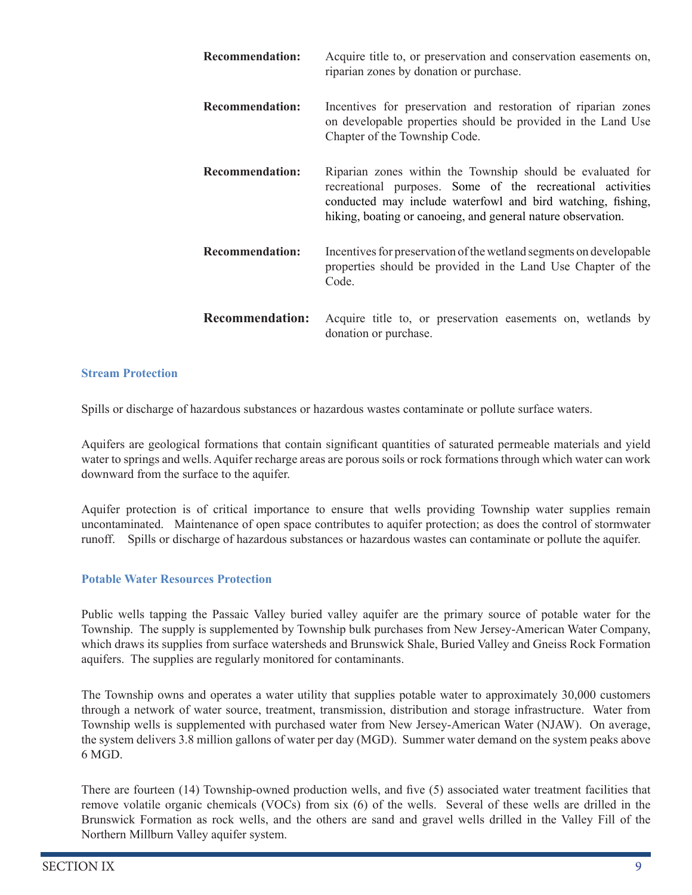**Recommendation:** Acquire title to, or preservation and conservation easements on, riparian zones by donation or purchase.

**Recommendation:** Incentives for preservation and restoration of riparian zones on developable properties should be provided in the Land Use Chapter of the Township Code.

**Recommendation:** Riparian zones within the Township should be evaluated for recreational purposes. Some of the recreational activities conducted may include waterfowl and bird watching, fishing, hiking, boating or canoeing, and general nature observation.

**Recommendation:** Incentives for preservation of the wetland segments on developable properties should be provided in the Land Use Chapter of the Code.

**Recommendation:** Acquire title to, or preservation easements on, wetlands by donation or purchase.

### Stream Protection

Spills or discharge of hazardous substances or hazardous wastes contaminate or pollute surface waters.

Aquifers are geological formations that contain significant quantities of saturated permeable materials and yield water to springs and wells. Aquifer recharge areas are porous soils or rock formations through which water can work downward from the surface to the aquifer.

Aquifer protection is of critical importance to ensure that wells providing Township water supplies remain uncontaminated. Maintenance of open space contributes to aquifer protection; as does the control of stormwater runoff. Spills or discharge of hazardous substances or hazardous wastes can contaminate or pollute the aquifer.

### Potable Water Resources Protection

Public wells tapping the Passaic Valley buried valley aquifer are the primary source of potable water for the Township. The supply is supplemented by Township bulk purchases from New Jersey-American Water Company, which draws its supplies from surface watersheds and Brunswick Shale, Buried Valley and Gneiss Rock Formation aquifers. The supplies are regularly monitored for contaminants.

The Township owns and operates a water utility that supplies potable water to approximately 30,000 customers through a network of water source, treatment, transmission, distribution and storage infrastructure. Water from Township wells is supplemented with purchased water from New Jersey-American Water (NJAW). On average, the system delivers 3.8 million gallons of water per day (MGD). Summer water demand on the system peaks above 6 MGD.

There are fourteen (14) Township-owned production wells, and five (5) associated water treatment facilities that remove volatile organic chemicals (VOCs) from six (6) of the wells. Several of these wells are drilled in the Brunswick Formation as rock wells, and the others are sand and gravel wells drilled in the Valley Fill of the Northern Millburn Valley aquifer system.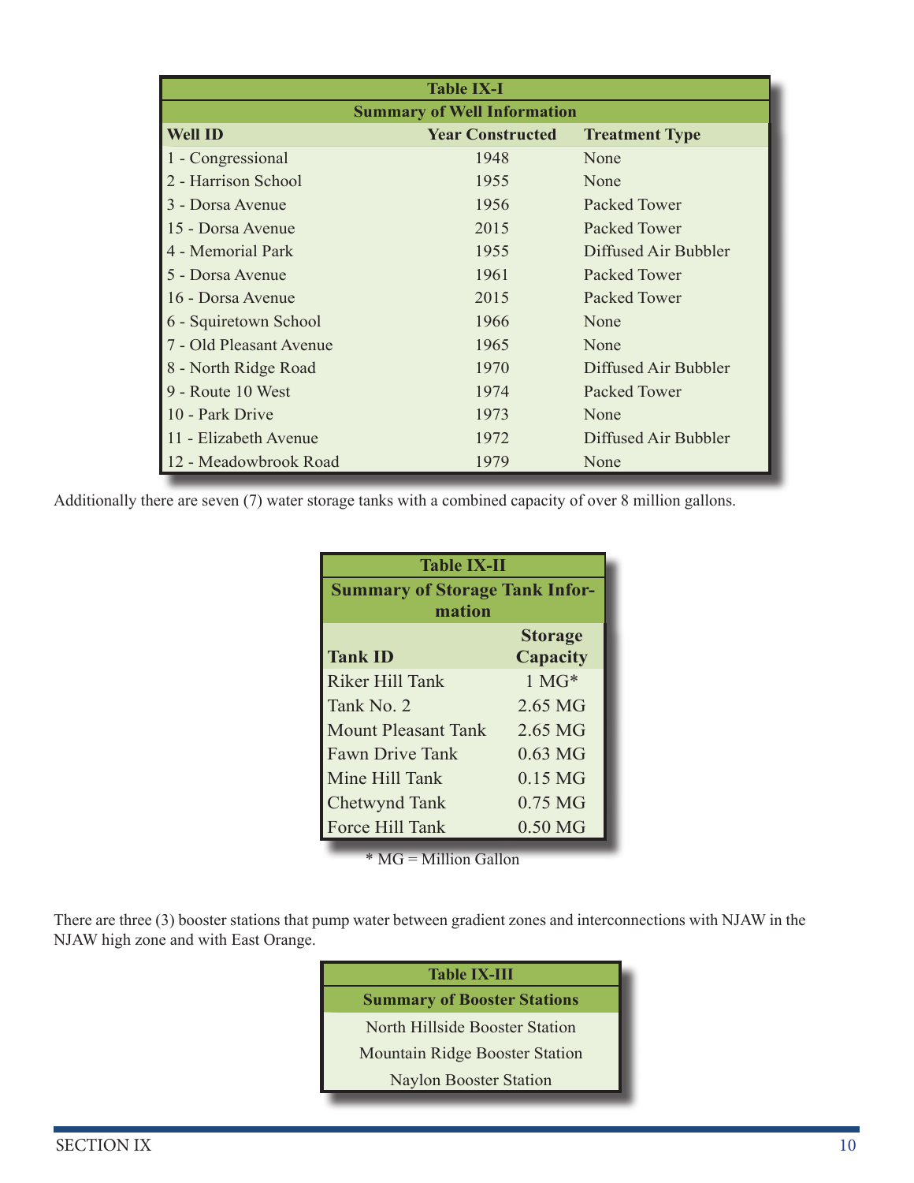**Table IX-I**

**Summary of Well Information**

| Well ID | Year Constructed | Treatment Type |
|---|---|---|
| 1 - Congressional | 1948 | None |
| 2 - Harrison School | 1955 | None |
| 3 - Dorsa Avenue | 1956 | Packed Tower |
| 15 - Dorsa Avenue | 2015 | Packed Tower |
| 4 - Memorial Park | 1955 | Diffused Air Bubbler |
| 5 - Dorsa Avenue | 1961 | Packed Tower |
| 16 - Dorsa Avenue | 2015 | Packed Tower |
| 6 - Squiretown School | 1966 | None |
| 7 - Old Pleasant Avenue | 1965 | None |
| 8 - North Ridge Road | 1970 | Diffused Air Bubbler |
| 9 - Route 10 West | 1974 | Packed Tower |
| 10 - Park Drive | 1973 | None |
| 11 - Elizabeth Avenue | 1972 | Diffused Air Bubbler |
| 12 - Meadowbrook Road | 1979 | None |

Additionally there are seven (7) water storage tanks with a combined capacity of over 8 million gallons.

**Table IX-II**

**Summary of Storage Tank Information**

| Tank ID | Storage Capacity |
|---|---|
| Riker Hill Tank | 1 MG* |
| Tank No. 2 | 2.65 MG |
| Mount Pleasant Tank | 2.65 MG |
| Fawn Drive Tank | 0.63 MG |
| Mine Hill Tank | 0.15 MG |
| Chetwynd Tank | 0.75 MG |
| Force Hill Tank | 0.50 MG |

* MG = Million Gallon

There are three (3) booster stations that pump water between gradient zones and interconnections with NJAW in the NJAW high zone and with East Orange.

**Table IX-III**

| Summary of Booster Stations |
|---|
| North Hillside Booster Station |
| Mountain Ridge Booster Station |
| Naylon Booster Station |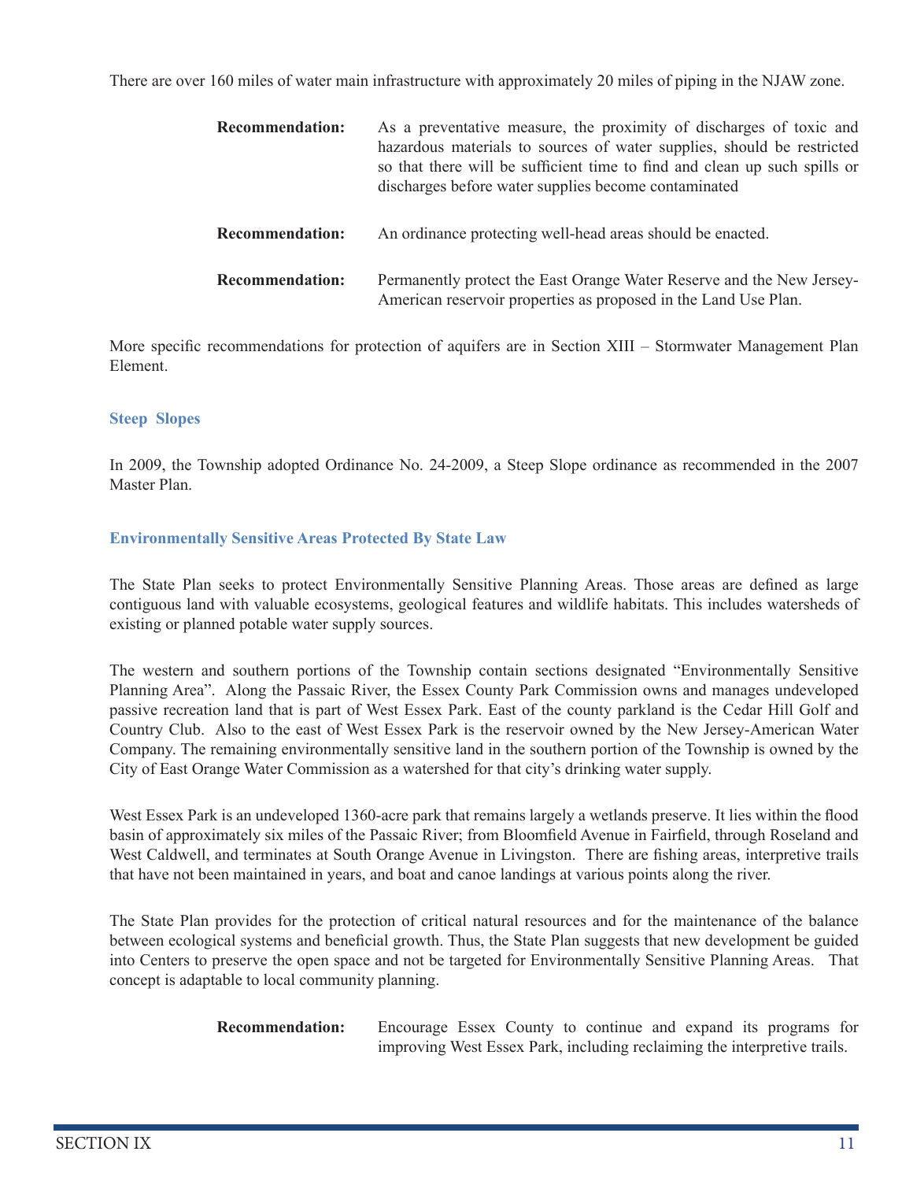There are over 160 miles of water main infrastructure with approximately 20 miles of piping in the NJAW zone.

**Recommendation:** As a preventative measure, the proximity of discharges of toxic and hazardous materials to sources of water supplies, should be restricted so that there will be sufficient time to find and clean up such spills or discharges before water supplies become contaminated

**Recommendation:** An ordinance protecting well-head areas should be enacted.

**Recommendation:** Permanently protect the East Orange Water Reserve and the New Jersey-American reservoir properties as proposed in the Land Use Plan.

More specific recommendations for protection of aquifers are in Section XIII – Stormwater Management Plan Element.

### Steep Slopes

In 2009, the Township adopted Ordinance No. 24-2009, a Steep Slope ordinance as recommended in the 2007 Master Plan.

### Environmentally Sensitive Areas Protected By State Law

The State Plan seeks to protect Environmentally Sensitive Planning Areas. Those areas are defined as large contiguous land with valuable ecosystems, geological features and wildlife habitats. This includes watersheds of existing or planned potable water supply sources.

The western and southern portions of the Township contain sections designated "Environmentally Sensitive Planning Area". Along the Passaic River, the Essex County Park Commission owns and manages undeveloped passive recreation land that is part of West Essex Park. East of the county parkland is the Cedar Hill Golf and Country Club. Also to the east of West Essex Park is the reservoir owned by the New Jersey-American Water Company. The remaining environmentally sensitive land in the southern portion of the Township is owned by the City of East Orange Water Commission as a watershed for that city's drinking water supply.

West Essex Park is an undeveloped 1360-acre park that remains largely a wetlands preserve. It lies within the flood basin of approximately six miles of the Passaic River; from Bloomfield Avenue in Fairfield, through Roseland and West Caldwell, and terminates at South Orange Avenue in Livingston. There are fishing areas, interpretive trails that have not been maintained in years, and boat and canoe landings at various points along the river.

The State Plan provides for the protection of critical natural resources and for the maintenance of the balance between ecological systems and beneficial growth. Thus, the State Plan suggests that new development be guided into Centers to preserve the open space and not be targeted for Environmentally Sensitive Planning Areas. That concept is adaptable to local community planning.

**Recommendation:** Encourage Essex County to continue and expand its programs for improving West Essex Park, including reclaiming the interpretive trails.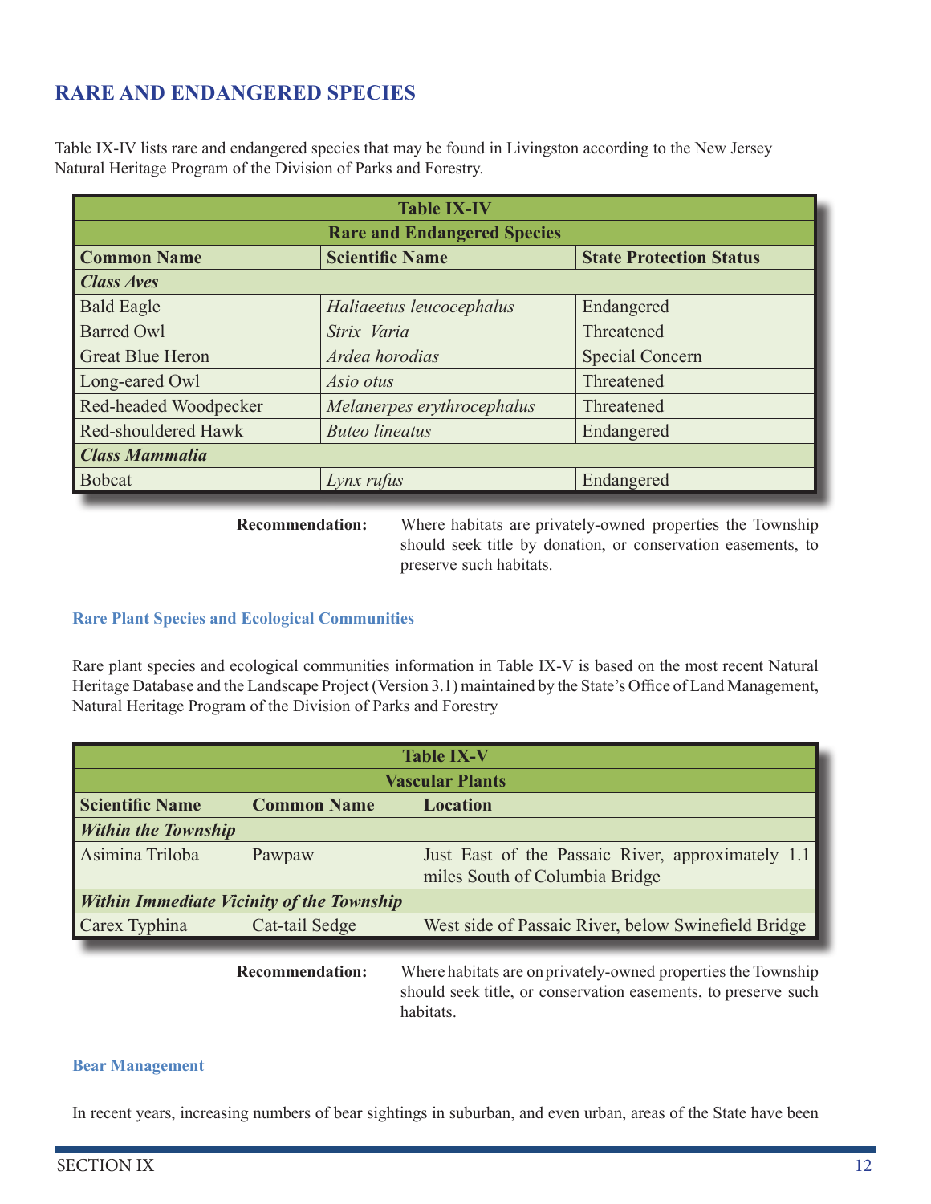## RARE AND ENDANGERED SPECIES

Table IX-IV lists rare and endangered species that may be found in Livingston according to the New Jersey Natural Heritage Program of the Division of Parks and Forestry.

| Table IX-IV | | |
|---|---|---|
| **Rare and Endangered Species** | | |
| **Common Name** | **Scientific Name** | **State Protection Status** |
| ***Class Aves*** | | |
| Bald Eagle | *Haliaeetus leucocephalus* | Endangered |
| Barred Owl | *Strix Varia* | Threatened |
| Great Blue Heron | *Ardea horodias* | Special Concern |
| Long-eared Owl | *Asio otus* | Threatened |
| Red-headed Woodpecker | *Melanerpes erythrocephalus* | Threatened |
| Red-shouldered Hawk | *Buteo lineatus* | Endangered |
| ***Class Mammalia*** | | |
| Bobcat | *Lynx rufus* | Endangered |

**Recommendation:** Where habitats are privately-owned properties the Township should seek title by donation, or conservation easements, to preserve such habitats.

### Rare Plant Species and Ecological Communities

Rare plant species and ecological communities information in Table IX-V is based on the most recent Natural Heritage Database and the Landscape Project (Version 3.1) maintained by the State's Office of Land Management, Natural Heritage Program of the Division of Parks and Forestry

| Table IX-V | | |
|---|---|---|
| **Vascular Plants** | | |
| **Scientific Name** | **Common Name** | **Location** |
| ***Within the Township*** | | |
| Asimina Triloba | Pawpaw | Just East of the Passaic River, approximately 1.1 miles South of Columbia Bridge |
| ***Within Immediate Vicinity of the Township*** | | |
| Carex Typhina | Cat-tail Sedge | West side of Passaic River, below Swinefield Bridge |

**Recommendation:** Where habitats are on privately-owned properties the Township should seek title, or conservation easements, to preserve such habitats.

### Bear Management

In recent years, increasing numbers of bear sightings in suburban, and even urban, areas of the State have been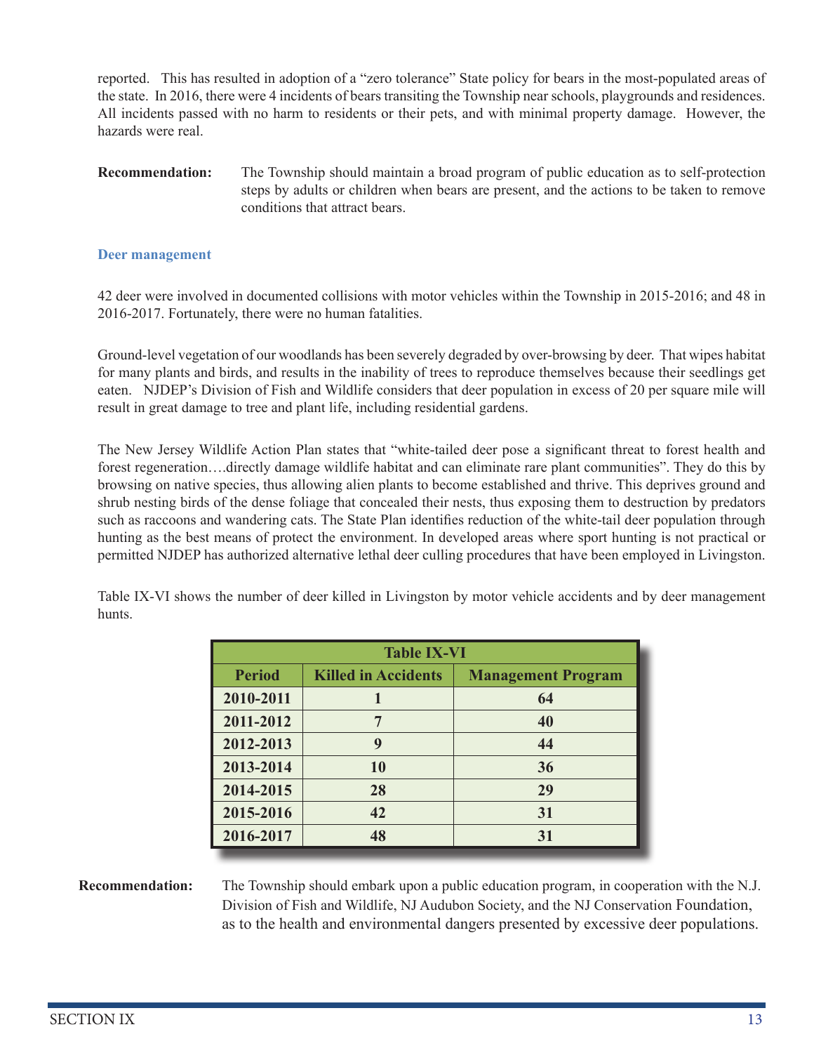reported. This has resulted in adoption of a "zero tolerance" State policy for bears in the most-populated areas of the state. In 2016, there were 4 incidents of bears transiting the Township near schools, playgrounds and residences. All incidents passed with no harm to residents or their pets, and with minimal property damage. However, the hazards were real.

**Recommendation:** The Township should maintain a broad program of public education as to self-protection steps by adults or children when bears are present, and the actions to be taken to remove conditions that attract bears.

### Deer management

42 deer were involved in documented collisions with motor vehicles within the Township in 2015-2016; and 48 in 2016-2017. Fortunately, there were no human fatalities.

Ground-level vegetation of our woodlands has been severely degraded by over-browsing by deer. That wipes habitat for many plants and birds, and results in the inability of trees to reproduce themselves because their seedlings get eaten. NJDEP's Division of Fish and Wildlife considers that deer population in excess of 20 per square mile will result in great damage to tree and plant life, including residential gardens.

The New Jersey Wildlife Action Plan states that "white-tailed deer pose a significant threat to forest health and forest regeneration….directly damage wildlife habitat and can eliminate rare plant communities". They do this by browsing on native species, thus allowing alien plants to become established and thrive. This deprives ground and shrub nesting birds of the dense foliage that concealed their nests, thus exposing them to destruction by predators such as raccoons and wandering cats. The State Plan identifies reduction of the white-tail deer population through hunting as the best means of protect the environment. In developed areas where sport hunting is not practical or permitted NJDEP has authorized alternative lethal deer culling procedures that have been employed in Livingston.

Table IX-VI shows the number of deer killed in Livingston by motor vehicle accidents and by deer management hunts.

**Table IX-VI**

| Period | Killed in Accidents | Management Program |
|---|---|---|
| 2010-2011 | 1 | 64 |
| 2011-2012 | 7 | 40 |
| 2012-2013 | 9 | 44 |
| 2013-2014 | 10 | 36 |
| 2014-2015 | 28 | 29 |
| 2015-2016 | 42 | 31 |
| 2016-2017 | 48 | 31 |

**Recommendation:** The Township should embark upon a public education program, in cooperation with the N.J. Division of Fish and Wildlife, NJ Audubon Society, and the NJ Conservation Foundation, as to the health and environmental dangers presented by excessive deer populations.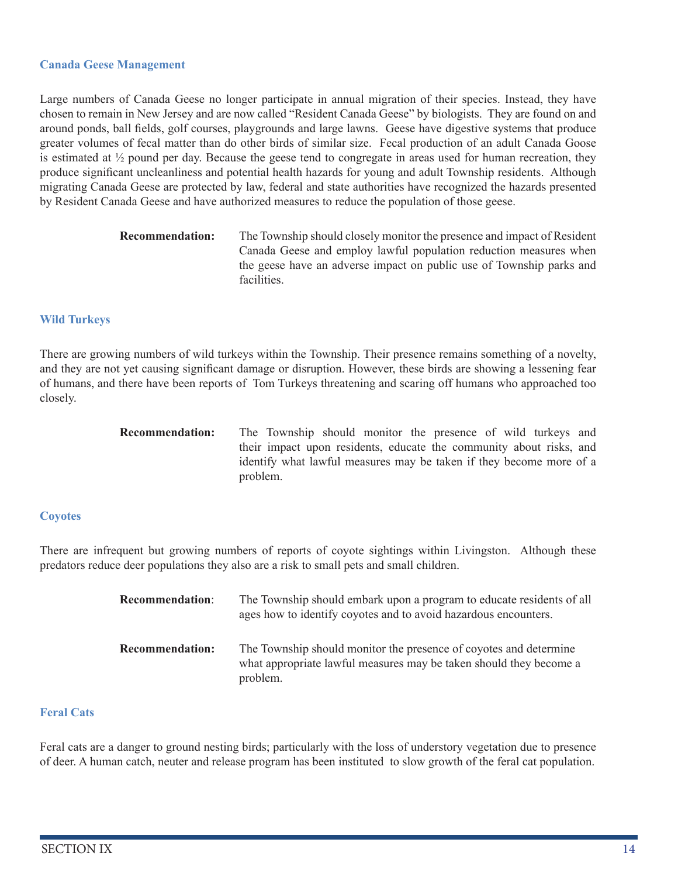### Canada Geese Management

Large numbers of Canada Geese no longer participate in annual migration of their species. Instead, they have chosen to remain in New Jersey and are now called "Resident Canada Geese" by biologists. They are found on and around ponds, ball fields, golf courses, playgrounds and large lawns. Geese have digestive systems that produce greater volumes of fecal matter than do other birds of similar size. Fecal production of an adult Canada Goose is estimated at ½ pound per day. Because the geese tend to congregate in areas used for human recreation, they produce significant uncleanliness and potential health hazards for young and adult Township residents. Although migrating Canada Geese are protected by law, federal and state authorities have recognized the hazards presented by Resident Canada Geese and have authorized measures to reduce the population of those geese.

**Recommendation:** The Township should closely monitor the presence and impact of Resident Canada Geese and employ lawful population reduction measures when the geese have an adverse impact on public use of Township parks and facilities.

### Wild Turkeys

There are growing numbers of wild turkeys within the Township. Their presence remains something of a novelty, and they are not yet causing significant damage or disruption. However, these birds are showing a lessening fear of humans, and there have been reports of Tom Turkeys threatening and scaring off humans who approached too closely.

**Recommendation:** The Township should monitor the presence of wild turkeys and their impact upon residents, educate the community about risks, and identify what lawful measures may be taken if they become more of a problem.

### Coyotes

There are infrequent but growing numbers of reports of coyote sightings within Livingston. Although these predators reduce deer populations they also are a risk to small pets and small children.

**Recommendation**: The Township should embark upon a program to educate residents of all ages how to identify coyotes and to avoid hazardous encounters.

**Recommendation:** The Township should monitor the presence of coyotes and determine what appropriate lawful measures may be taken should they become a problem.

### Feral Cats

Feral cats are a danger to ground nesting birds; particularly with the loss of understory vegetation due to presence of deer. A human catch, neuter and release program has been instituted to slow growth of the feral cat population.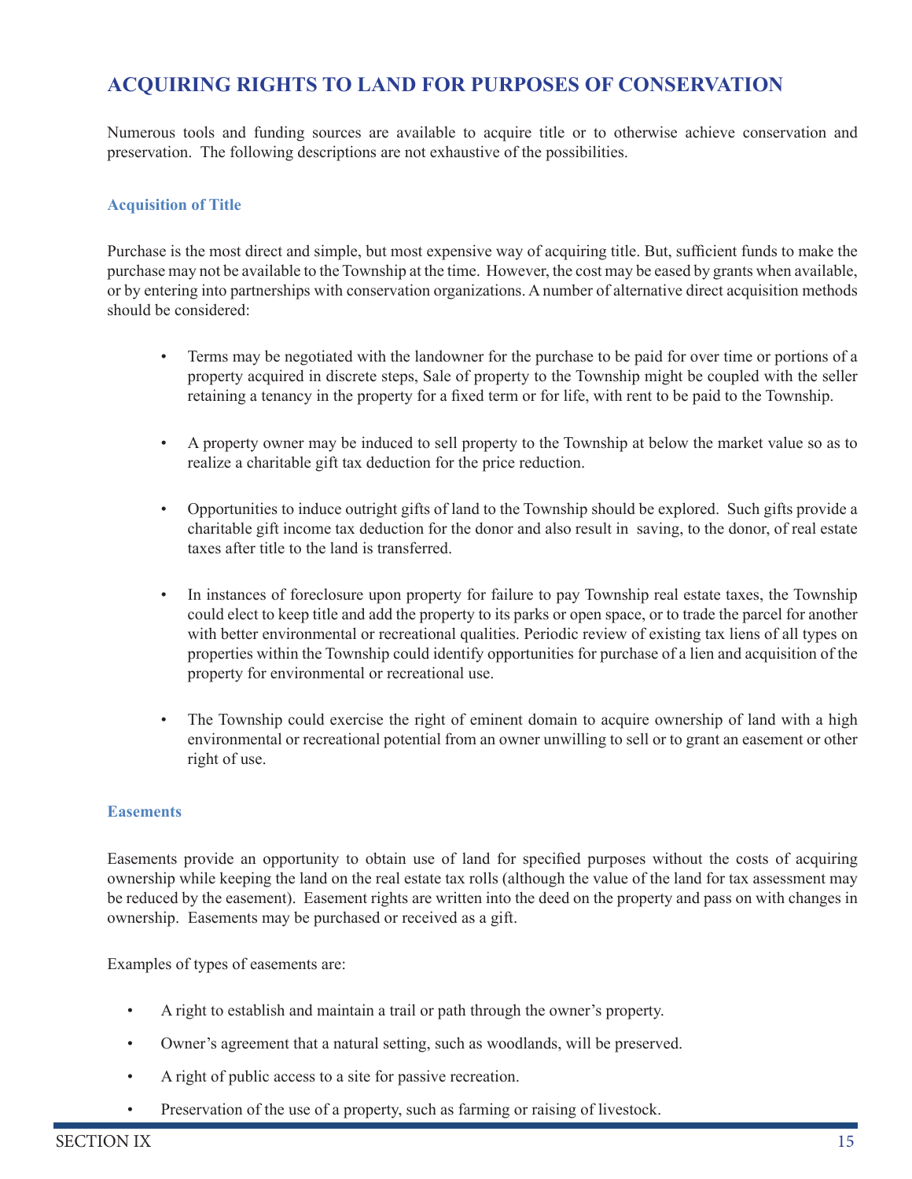## ACQUIRING RIGHTS TO LAND FOR PURPOSES OF CONSERVATION

Numerous tools and funding sources are available to acquire title or to otherwise achieve conservation and preservation. The following descriptions are not exhaustive of the possibilities.

### Acquisition of Title

Purchase is the most direct and simple, but most expensive way of acquiring title. But, sufficient funds to make the purchase may not be available to the Township at the time. However, the cost may be eased by grants when available, or by entering into partnerships with conservation organizations. A number of alternative direct acquisition methods should be considered:

- Terms may be negotiated with the landowner for the purchase to be paid for over time or portions of a property acquired in discrete steps, Sale of property to the Township might be coupled with the seller retaining a tenancy in the property for a fixed term or for life, with rent to be paid to the Township.

- A property owner may be induced to sell property to the Township at below the market value so as to realize a charitable gift tax deduction for the price reduction.

- Opportunities to induce outright gifts of land to the Township should be explored. Such gifts provide a charitable gift income tax deduction for the donor and also result in saving, to the donor, of real estate taxes after title to the land is transferred.

- In instances of foreclosure upon property for failure to pay Township real estate taxes, the Township could elect to keep title and add the property to its parks or open space, or to trade the parcel for another with better environmental or recreational qualities. Periodic review of existing tax liens of all types on properties within the Township could identify opportunities for purchase of a lien and acquisition of the property for environmental or recreational use.

- The Township could exercise the right of eminent domain to acquire ownership of land with a high environmental or recreational potential from an owner unwilling to sell or to grant an easement or other right of use.

### Easements

Easements provide an opportunity to obtain use of land for specified purposes without the costs of acquiring ownership while keeping the land on the real estate tax rolls (although the value of the land for tax assessment may be reduced by the easement). Easement rights are written into the deed on the property and pass on with changes in ownership. Easements may be purchased or received as a gift.

Examples of types of easements are:

- A right to establish and maintain a trail or path through the owner's property.

- Owner's agreement that a natural setting, such as woodlands, will be preserved.

- A right of public access to a site for passive recreation.

- Preservation of the use of a property, such as farming or raising of livestock.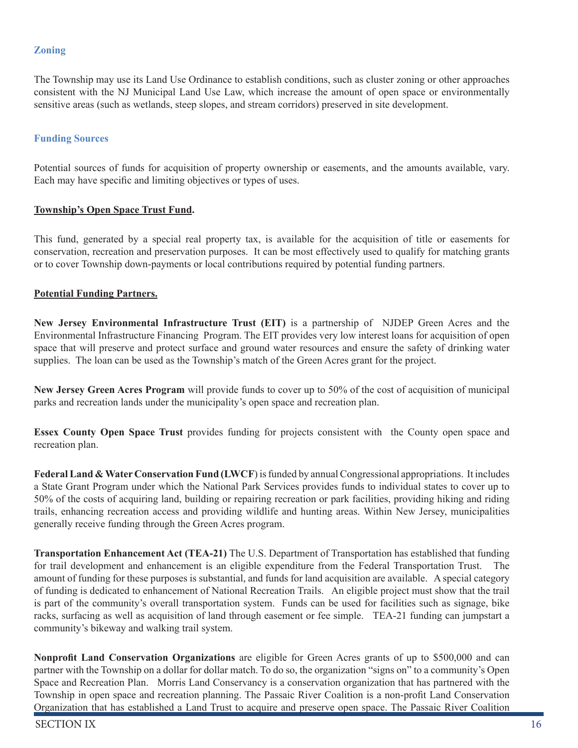### Zoning

The Township may use its Land Use Ordinance to establish conditions, such as cluster zoning or other approaches consistent with the NJ Municipal Land Use Law, which increase the amount of open space or environmentally sensitive areas (such as wetlands, steep slopes, and stream corridors) preserved in site development.

### Funding Sources

Potential sources of funds for acquisition of property ownership or easements, and the amounts available, vary. Each may have specific and limiting objectives or types of uses.

**Township's Open Space Trust Fund.**

This fund, generated by a special real property tax, is available for the acquisition of title or easements for conservation, recreation and preservation purposes. It can be most effectively used to qualify for matching grants or to cover Township down-payments or local contributions required by potential funding partners.

**Potential Funding Partners.**

**New Jersey Environmental Infrastructure Trust (EIT)** is a partnership of NJDEP Green Acres and the Environmental Infrastructure Financing Program. The EIT provides very low interest loans for acquisition of open space that will preserve and protect surface and ground water resources and ensure the safety of drinking water supplies. The loan can be used as the Township's match of the Green Acres grant for the project.

**New Jersey Green Acres Program** will provide funds to cover up to 50% of the cost of acquisition of municipal parks and recreation lands under the municipality's open space and recreation plan.

**Essex County Open Space Trust** provides funding for projects consistent with the County open space and recreation plan.

**Federal Land & Water Conservation Fund (LWCF**) is funded by annual Congressional appropriations. It includes a State Grant Program under which the National Park Services provides funds to individual states to cover up to 50% of the costs of acquiring land, building or repairing recreation or park facilities, providing hiking and riding trails, enhancing recreation access and providing wildlife and hunting areas. Within New Jersey, municipalities generally receive funding through the Green Acres program.

**Transportation Enhancement Act (TEA-21)** The U.S. Department of Transportation has established that funding for trail development and enhancement is an eligible expenditure from the Federal Transportation Trust. The amount of funding for these purposes is substantial, and funds for land acquisition are available. A special category of funding is dedicated to enhancement of National Recreation Trails. An eligible project must show that the trail is part of the community's overall transportation system. Funds can be used for facilities such as signage, bike racks, surfacing as well as acquisition of land through easement or fee simple. TEA-21 funding can jumpstart a community's bikeway and walking trail system.

**Nonprofit Land Conservation Organizations** are eligible for Green Acres grants of up to $500,000 and can partner with the Township on a dollar for dollar match. To do so, the organization "signs on" to a community's Open Space and Recreation Plan. Morris Land Conservancy is a conservation organization that has partnered with the Township in open space and recreation planning. The Passaic River Coalition is a non-profit Land Conservation Organization that has established a Land Trust to acquire and preserve open space. The Passaic River Coalition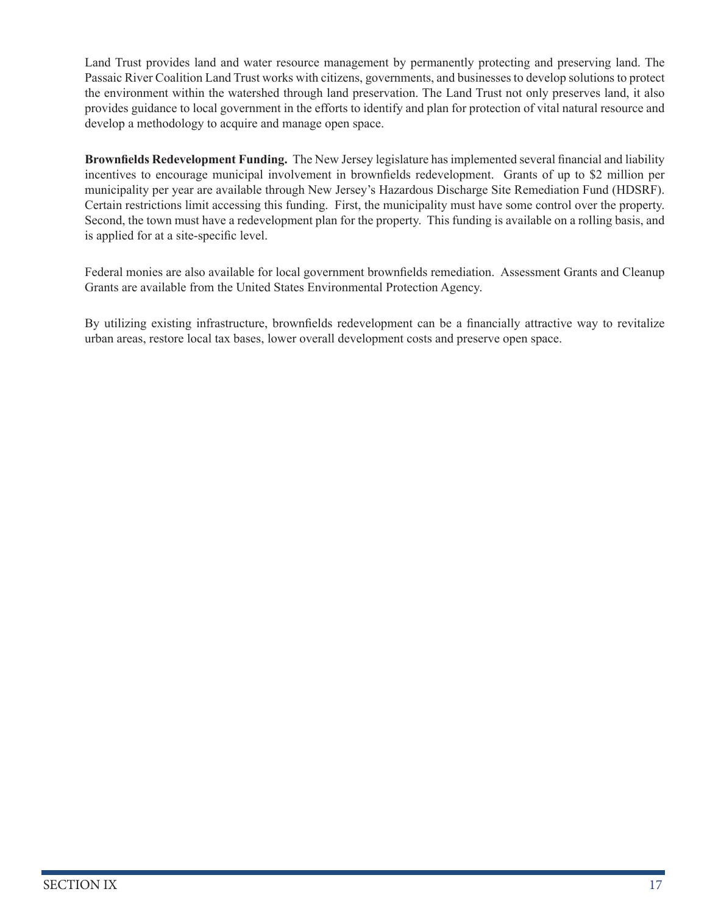Land Trust provides land and water resource management by permanently protecting and preserving land. The Passaic River Coalition Land Trust works with citizens, governments, and businesses to develop solutions to protect the environment within the watershed through land preservation. The Land Trust not only preserves land, it also provides guidance to local government in the efforts to identify and plan for protection of vital natural resource and develop a methodology to acquire and manage open space.

**Brownfields Redevelopment Funding.** The New Jersey legislature has implemented several financial and liability incentives to encourage municipal involvement in brownfields redevelopment. Grants of up to $2 million per municipality per year are available through New Jersey's Hazardous Discharge Site Remediation Fund (HDSRF). Certain restrictions limit accessing this funding. First, the municipality must have some control over the property. Second, the town must have a redevelopment plan for the property. This funding is available on a rolling basis, and is applied for at a site-specific level.

Federal monies are also available for local government brownfields remediation. Assessment Grants and Cleanup Grants are available from the United States Environmental Protection Agency.

By utilizing existing infrastructure, brownfields redevelopment can be a financially attractive way to revitalize urban areas, restore local tax bases, lower overall development costs and preserve open space.